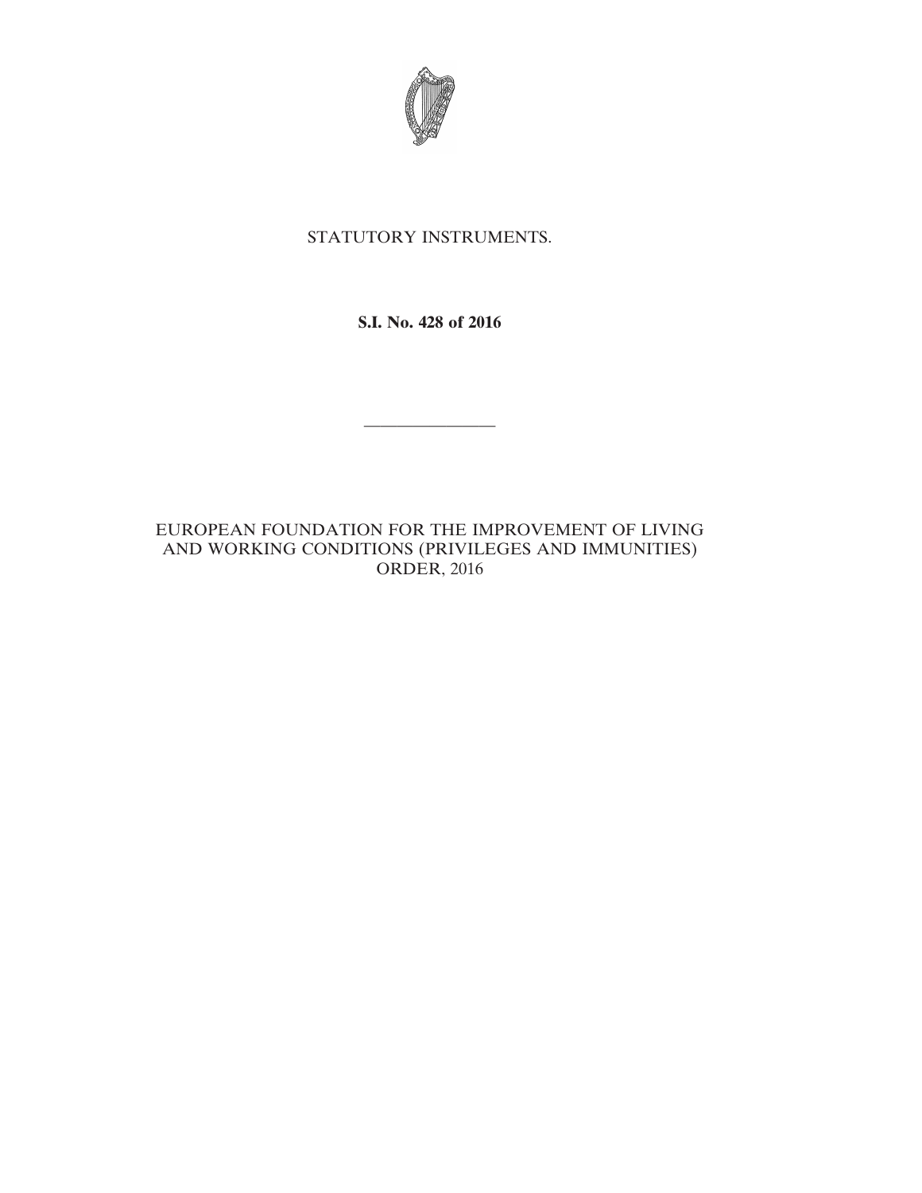STATUTORY INSTRUMENTS.

**S.I. No. 428 of 2016**

---

EUROPEAN FOUNDATION FOR THE IMPROVEMENT OF LIVING AND WORKING CONDITIONS (PRIVILEGES AND IMMUNITIES) ORDER, 2016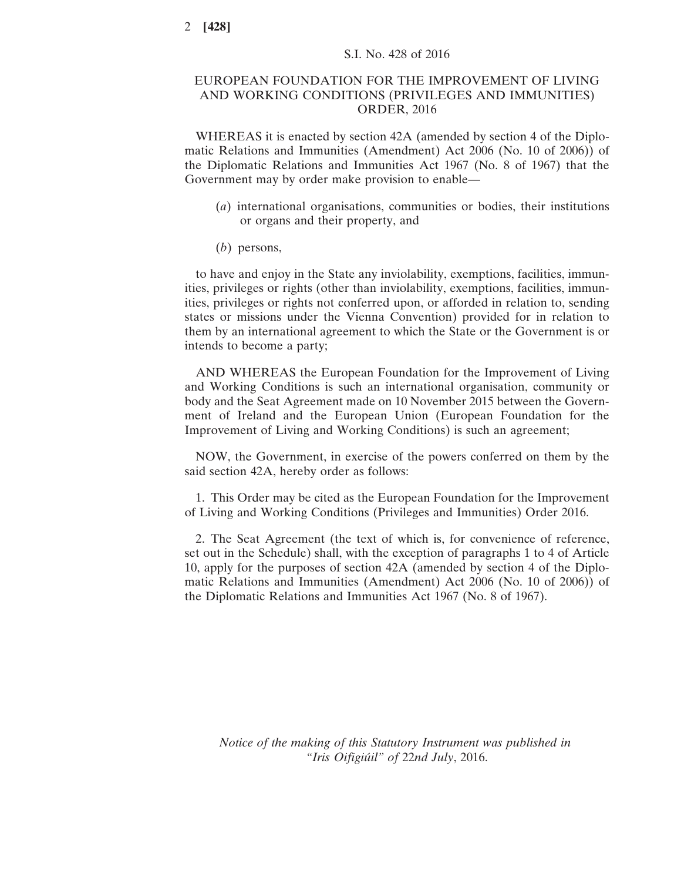S.I. No. 428 of 2016

# EUROPEAN FOUNDATION FOR THE IMPROVEMENT OF LIVING AND WORKING CONDITIONS (PRIVILEGES AND IMMUNITIES) ORDER, 2016

WHEREAS it is enacted by section 42A (amended by section 4 of the Diplomatic Relations and Immunities (Amendment) Act 2006 (No. 10 of 2006)) of the Diplomatic Relations and Immunities Act 1967 (No. 8 of 1967) that the Government may by order make provision to enable—

(*a*) international organisations, communities or bodies, their institutions or organs and their property, and

(*b*) persons,

to have and enjoy in the State any inviolability, exemptions, facilities, immunities, privileges or rights (other than inviolability, exemptions, facilities, immunities, privileges or rights not conferred upon, or afforded in relation to, sending states or missions under the Vienna Convention) provided for in relation to them by an international agreement to which the State or the Government is or intends to become a party;

AND WHEREAS the European Foundation for the Improvement of Living and Working Conditions is such an international organisation, community or body and the Seat Agreement made on 10 November 2015 between the Government of Ireland and the European Union (European Foundation for the Improvement of Living and Working Conditions) is such an agreement;

NOW, the Government, in exercise of the powers conferred on them by the said section 42A, hereby order as follows:

1. This Order may be cited as the European Foundation for the Improvement of Living and Working Conditions (Privileges and Immunities) Order 2016.

2. The Seat Agreement (the text of which is, for convenience of reference, set out in the Schedule) shall, with the exception of paragraphs 1 to 4 of Article 10, apply for the purposes of section 42A (amended by section 4 of the Diplomatic Relations and Immunities (Amendment) Act 2006 (No. 10 of 2006)) of the Diplomatic Relations and Immunities Act 1967 (No. 8 of 1967).

*Notice of the making of this Statutory Instrument was published in "Iris Oifigiúil" of 22nd July, 2016.*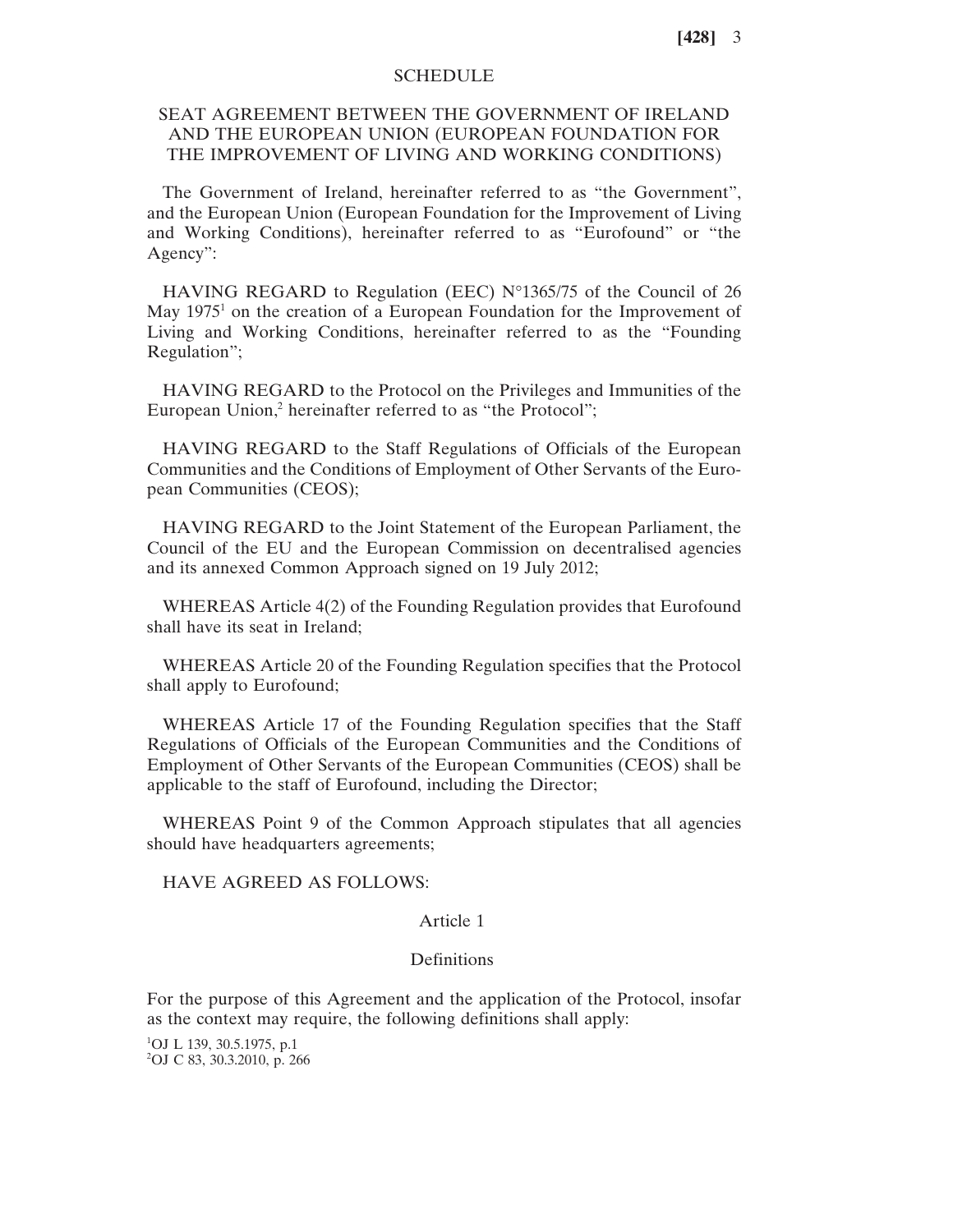SCHEDULE

## SEAT AGREEMENT BETWEEN THE GOVERNMENT OF IRELAND AND THE EUROPEAN UNION (EUROPEAN FOUNDATION FOR THE IMPROVEMENT OF LIVING AND WORKING CONDITIONS)

The Government of Ireland, hereinafter referred to as "the Government", and the European Union (European Foundation for the Improvement of Living and Working Conditions), hereinafter referred to as "Eurofound" or "the Agency":

HAVING REGARD to Regulation (EEC) N°1365/75 of the Council of 26 May 1975[1] on the creation of a European Foundation for the Improvement of Living and Working Conditions, hereinafter referred to as the "Founding Regulation";

HAVING REGARD to the Protocol on the Privileges and Immunities of the European Union,[2] hereinafter referred to as "the Protocol";

HAVING REGARD to the Staff Regulations of Officials of the European Communities and the Conditions of Employment of Other Servants of the European Communities (CEOS);

HAVING REGARD to the Joint Statement of the European Parliament, the Council of the EU and the European Commission on decentralised agencies and its annexed Common Approach signed on 19 July 2012;

WHEREAS Article 4(2) of the Founding Regulation provides that Eurofound shall have its seat in Ireland;

WHEREAS Article 20 of the Founding Regulation specifies that the Protocol shall apply to Eurofound;

WHEREAS Article 17 of the Founding Regulation specifies that the Staff Regulations of Officials of the European Communities and the Conditions of Employment of Other Servants of the European Communities (CEOS) shall be applicable to the staff of Eurofound, including the Director;

WHEREAS Point 9 of the Common Approach stipulates that all agencies should have headquarters agreements;

HAVE AGREED AS FOLLOWS:

### Article 1

### Definitions

For the purpose of this Agreement and the application of the Protocol, insofar as the context may require, the following definitions shall apply:

[1] OJ L 139, 30.5.1975, p.1
[2] OJ C 83, 30.3.2010, p. 266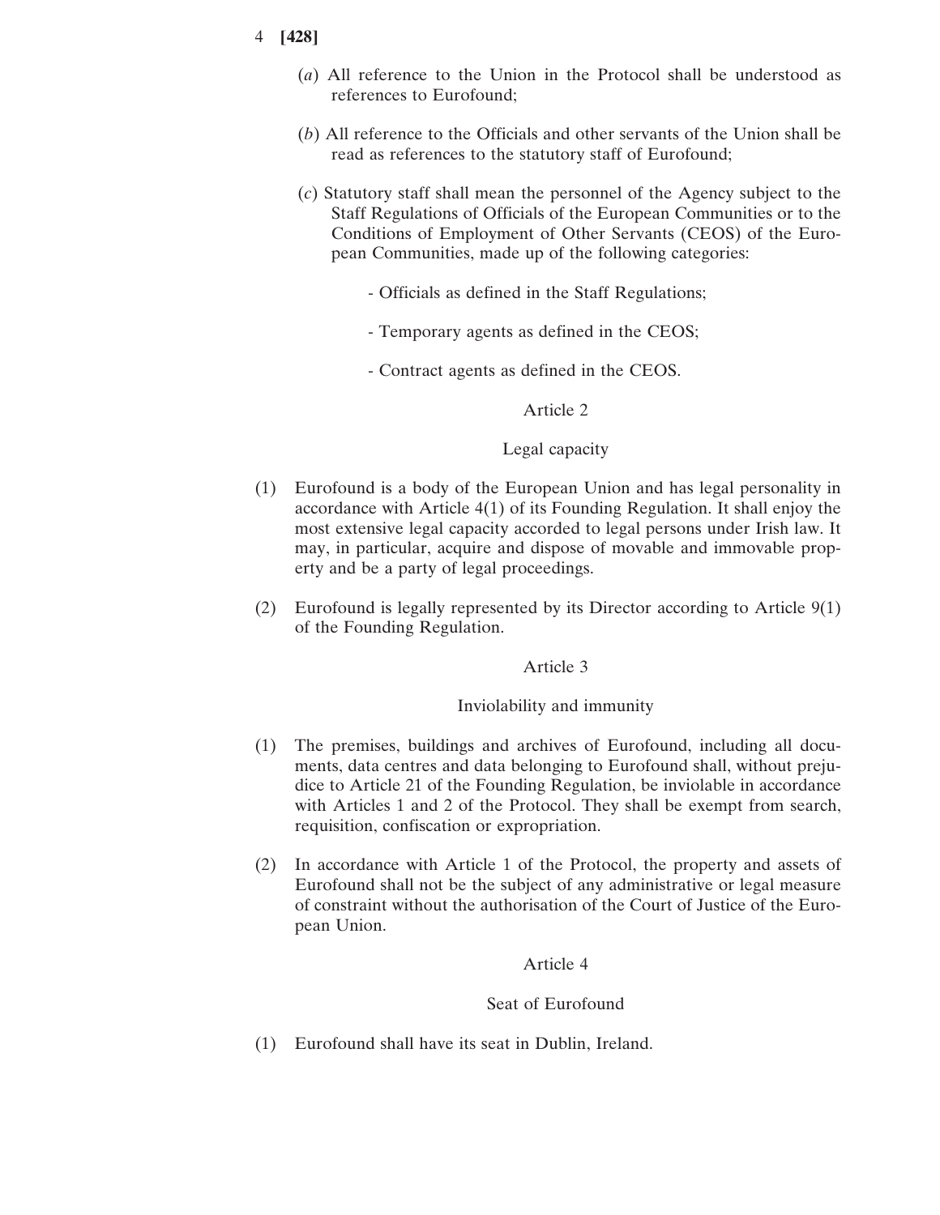(*a*) All reference to the Union in the Protocol shall be understood as references to Eurofound;

(*b*) All reference to the Officials and other servants of the Union shall be read as references to the statutory staff of Eurofound;

(*c*) Statutory staff shall mean the personnel of the Agency subject to the Staff Regulations of Officials of the European Communities or to the Conditions of Employment of Other Servants (CEOS) of the European Communities, made up of the following categories:

- Officials as defined in the Staff Regulations;
- Temporary agents as defined in the CEOS;
- Contract agents as defined in the CEOS.

Article 2

Legal capacity

(1) Eurofound is a body of the European Union and has legal personality in accordance with Article 4(1) of its Founding Regulation. It shall enjoy the most extensive legal capacity accorded to legal persons under Irish law. It may, in particular, acquire and dispose of movable and immovable property and be a party of legal proceedings.

(2) Eurofound is legally represented by its Director according to Article 9(1) of the Founding Regulation.

Article 3

Inviolability and immunity

(1) The premises, buildings and archives of Eurofound, including all documents, data centres and data belonging to Eurofound shall, without prejudice to Article 21 of the Founding Regulation, be inviolable in accordance with Articles 1 and 2 of the Protocol. They shall be exempt from search, requisition, confiscation or expropriation.

(2) In accordance with Article 1 of the Protocol, the property and assets of Eurofound shall not be the subject of any administrative or legal measure of constraint without the authorisation of the Court of Justice of the European Union.

Article 4

Seat of Eurofound

(1) Eurofound shall have its seat in Dublin, Ireland.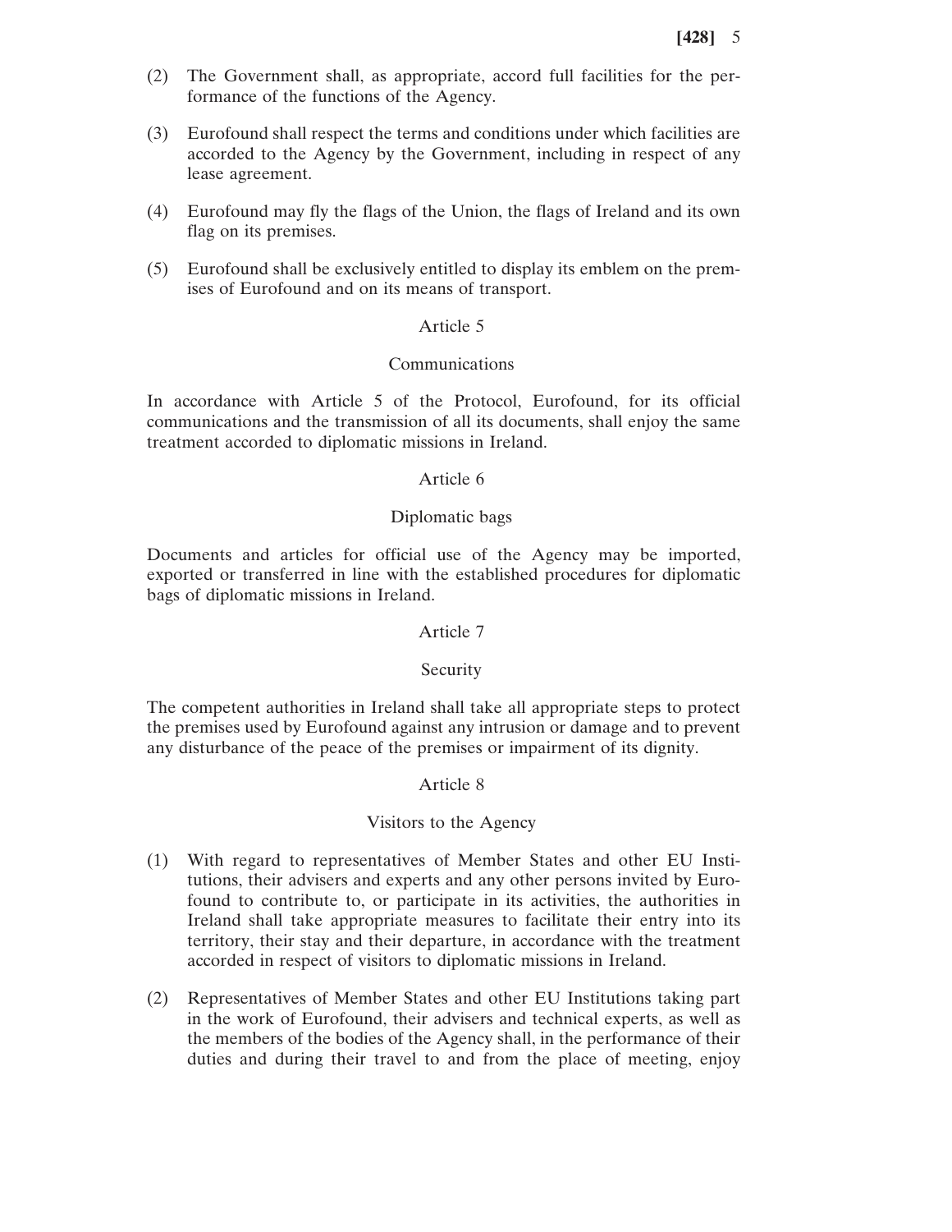(2) The Government shall, as appropriate, accord full facilities for the performance of the functions of the Agency.

(3) Eurofound shall respect the terms and conditions under which facilities are accorded to the Agency by the Government, including in respect of any lease agreement.

(4) Eurofound may fly the flags of the Union, the flags of Ireland and its own flag on its premises.

(5) Eurofound shall be exclusively entitled to display its emblem on the premises of Eurofound and on its means of transport.

Article 5

Communications

In accordance with Article 5 of the Protocol, Eurofound, for its official communications and the transmission of all its documents, shall enjoy the same treatment accorded to diplomatic missions in Ireland.

Article 6

Diplomatic bags

Documents and articles for official use of the Agency may be imported, exported or transferred in line with the established procedures for diplomatic bags of diplomatic missions in Ireland.

Article 7

Security

The competent authorities in Ireland shall take all appropriate steps to protect the premises used by Eurofound against any intrusion or damage and to prevent any disturbance of the peace of the premises or impairment of its dignity.

Article 8

Visitors to the Agency

(1) With regard to representatives of Member States and other EU Institutions, their advisers and experts and any other persons invited by Eurofound to contribute to, or participate in its activities, the authorities in Ireland shall take appropriate measures to facilitate their entry into its territory, their stay and their departure, in accordance with the treatment accorded in respect of visitors to diplomatic missions in Ireland.

(2) Representatives of Member States and other EU Institutions taking part in the work of Eurofound, their advisers and technical experts, as well as the members of the bodies of the Agency shall, in the performance of their duties and during their travel to and from the place of meeting, enjoy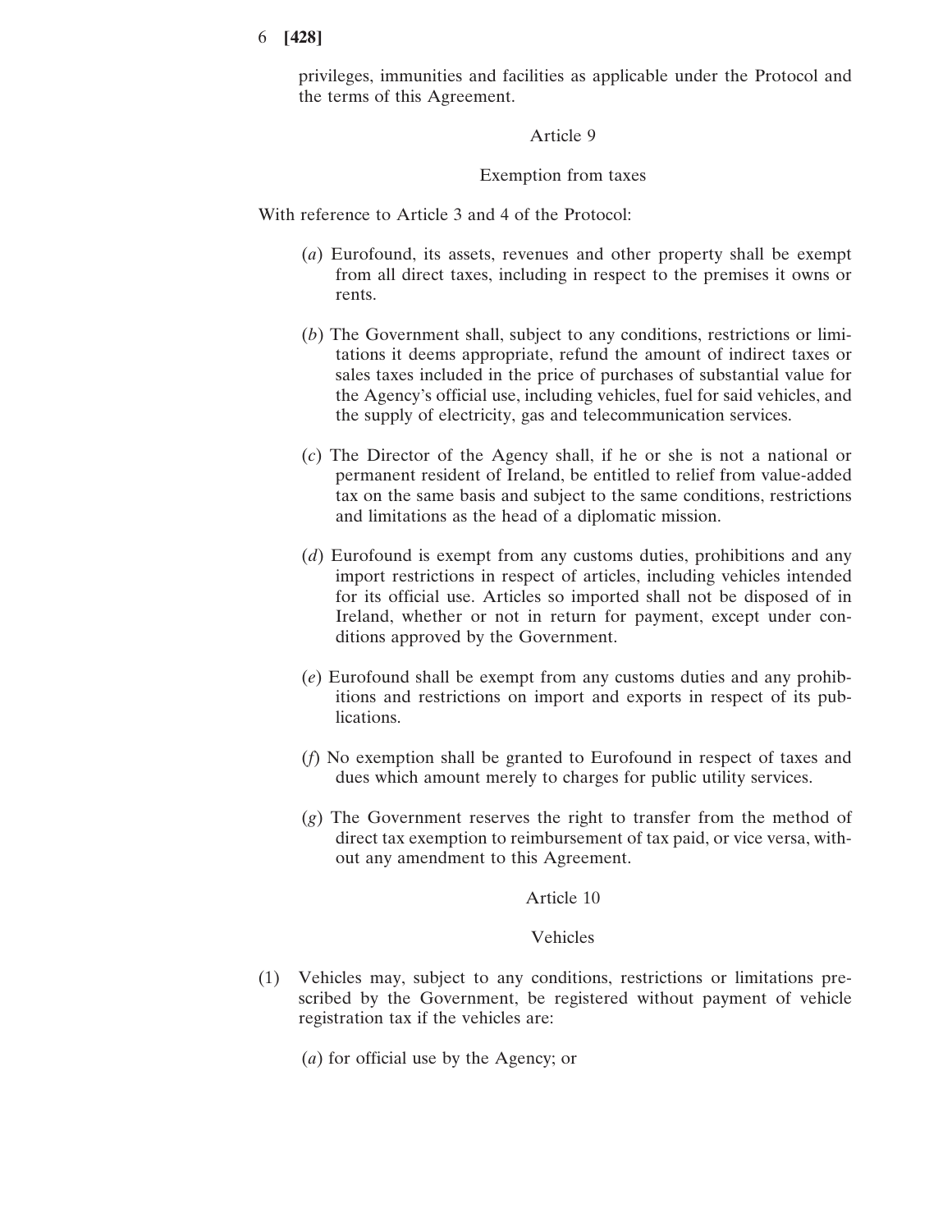privileges, immunities and facilities as applicable under the Protocol and the terms of this Agreement.

Article 9

Exemption from taxes

With reference to Article 3 and 4 of the Protocol:

(*a*) Eurofound, its assets, revenues and other property shall be exempt from all direct taxes, including in respect to the premises it owns or rents.

(*b*) The Government shall, subject to any conditions, restrictions or limitations it deems appropriate, refund the amount of indirect taxes or sales taxes included in the price of purchases of substantial value for the Agency's official use, including vehicles, fuel for said vehicles, and the supply of electricity, gas and telecommunication services.

(*c*) The Director of the Agency shall, if he or she is not a national or permanent resident of Ireland, be entitled to relief from value-added tax on the same basis and subject to the same conditions, restrictions and limitations as the head of a diplomatic mission.

(*d*) Eurofound is exempt from any customs duties, prohibitions and any import restrictions in respect of articles, including vehicles intended for its official use. Articles so imported shall not be disposed of in Ireland, whether or not in return for payment, except under conditions approved by the Government.

(*e*) Eurofound shall be exempt from any customs duties and any prohibitions and restrictions on import and exports in respect of its publications.

(*f*) No exemption shall be granted to Eurofound in respect of taxes and dues which amount merely to charges for public utility services.

(*g*) The Government reserves the right to transfer from the method of direct tax exemption to reimbursement of tax paid, or vice versa, without any amendment to this Agreement.

Article 10

Vehicles

(1) Vehicles may, subject to any conditions, restrictions or limitations prescribed by the Government, be registered without payment of vehicle registration tax if the vehicles are:

(*a*) for official use by the Agency; or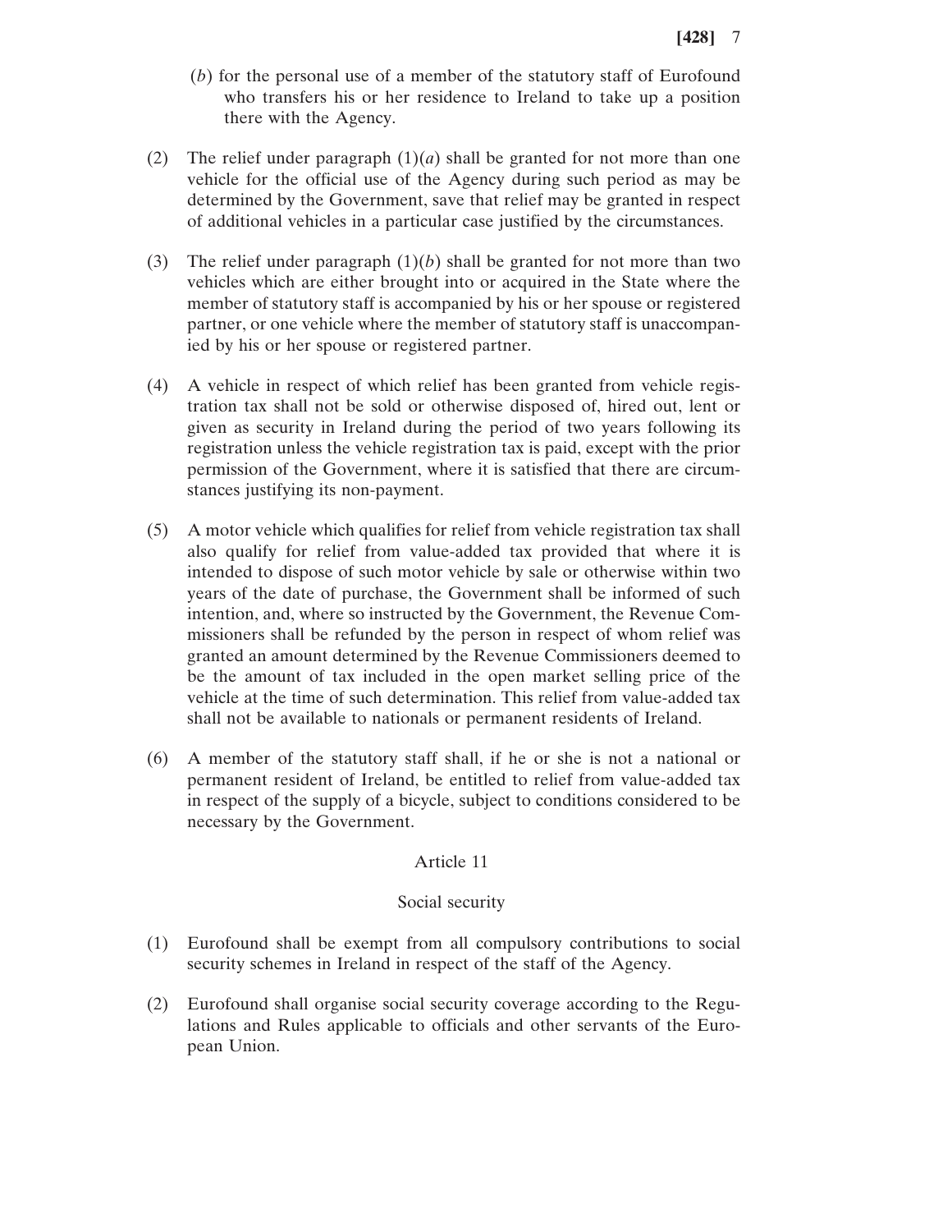(*b*) for the personal use of a member of the statutory staff of Eurofound who transfers his or her residence to Ireland to take up a position there with the Agency.

(2) The relief under paragraph (1)(*a*) shall be granted for not more than one vehicle for the official use of the Agency during such period as may be determined by the Government, save that relief may be granted in respect of additional vehicles in a particular case justified by the circumstances.

(3) The relief under paragraph (1)(*b*) shall be granted for not more than two vehicles which are either brought into or acquired in the State where the member of statutory staff is accompanied by his or her spouse or registered partner, or one vehicle where the member of statutory staff is unaccompanied by his or her spouse or registered partner.

(4) A vehicle in respect of which relief has been granted from vehicle registration tax shall not be sold or otherwise disposed of, hired out, lent or given as security in Ireland during the period of two years following its registration unless the vehicle registration tax is paid, except with the prior permission of the Government, where it is satisfied that there are circumstances justifying its non-payment.

(5) A motor vehicle which qualifies for relief from vehicle registration tax shall also qualify for relief from value-added tax provided that where it is intended to dispose of such motor vehicle by sale or otherwise within two years of the date of purchase, the Government shall be informed of such intention, and, where so instructed by the Government, the Revenue Commissioners shall be refunded by the person in respect of whom relief was granted an amount determined by the Revenue Commissioners deemed to be the amount of tax included in the open market selling price of the vehicle at the time of such determination. This relief from value-added tax shall not be available to nationals or permanent residents of Ireland.

(6) A member of the statutory staff shall, if he or she is not a national or permanent resident of Ireland, be entitled to relief from value-added tax in respect of the supply of a bicycle, subject to conditions considered to be necessary by the Government.

## Article 11

### Social security

(1) Eurofound shall be exempt from all compulsory contributions to social security schemes in Ireland in respect of the staff of the Agency.

(2) Eurofound shall organise social security coverage according to the Regulations and Rules applicable to officials and other servants of the European Union.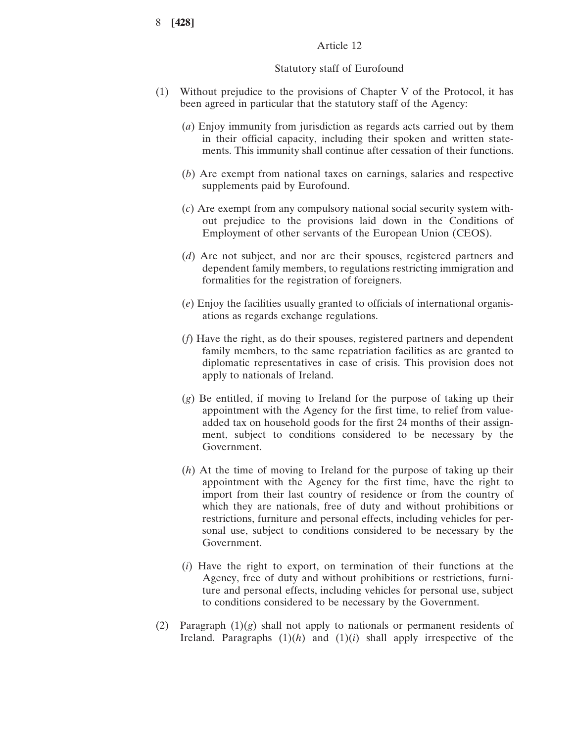Article 12

Statutory staff of Eurofound

(1) Without prejudice to the provisions of Chapter V of the Protocol, it has been agreed in particular that the statutory staff of the Agency:

(*a*) Enjoy immunity from jurisdiction as regards acts carried out by them in their official capacity, including their spoken and written statements. This immunity shall continue after cessation of their functions.

(*b*) Are exempt from national taxes on earnings, salaries and respective supplements paid by Eurofound.

(*c*) Are exempt from any compulsory national social security system without prejudice to the provisions laid down in the Conditions of Employment of other servants of the European Union (CEOS).

(*d*) Are not subject, and nor are their spouses, registered partners and dependent family members, to regulations restricting immigration and formalities for the registration of foreigners.

(*e*) Enjoy the facilities usually granted to officials of international organisations as regards exchange regulations.

(*f*) Have the right, as do their spouses, registered partners and dependent family members, to the same repatriation facilities as are granted to diplomatic representatives in case of crisis. This provision does not apply to nationals of Ireland.

(*g*) Be entitled, if moving to Ireland for the purpose of taking up their appointment with the Agency for the first time, to relief from value-added tax on household goods for the first 24 months of their assignment, subject to conditions considered to be necessary by the Government.

(*h*) At the time of moving to Ireland for the purpose of taking up their appointment with the Agency for the first time, have the right to import from their last country of residence or from the country of which they are nationals, free of duty and without prohibitions or restrictions, furniture and personal effects, including vehicles for personal use, subject to conditions considered to be necessary by the Government.

(*i*) Have the right to export, on termination of their functions at the Agency, free of duty and without prohibitions or restrictions, furniture and personal effects, including vehicles for personal use, subject to conditions considered to be necessary by the Government.

(2) Paragraph (1)(*g*) shall not apply to nationals or permanent residents of Ireland. Paragraphs (1)(*h*) and (1)(*i*) shall apply irrespective of the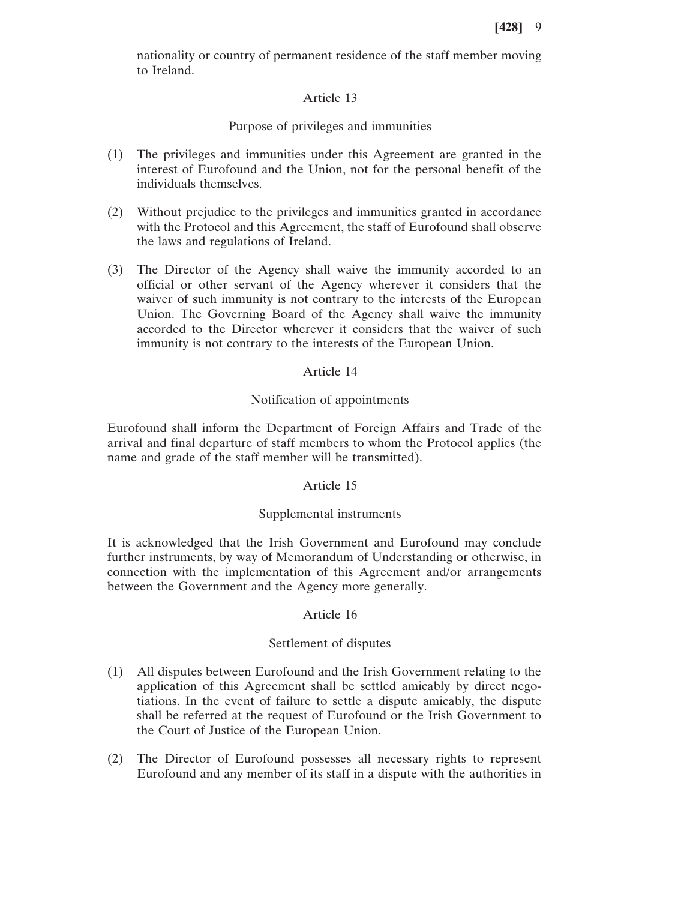nationality or country of permanent residence of the staff member moving to Ireland.

Article 13

Purpose of privileges and immunities

(1) The privileges and immunities under this Agreement are granted in the interest of Eurofound and the Union, not for the personal benefit of the individuals themselves.

(2) Without prejudice to the privileges and immunities granted in accordance with the Protocol and this Agreement, the staff of Eurofound shall observe the laws and regulations of Ireland.

(3) The Director of the Agency shall waive the immunity accorded to an official or other servant of the Agency wherever it considers that the waiver of such immunity is not contrary to the interests of the European Union. The Governing Board of the Agency shall waive the immunity accorded to the Director wherever it considers that the waiver of such immunity is not contrary to the interests of the European Union.

Article 14

Notification of appointments

Eurofound shall inform the Department of Foreign Affairs and Trade of the arrival and final departure of staff members to whom the Protocol applies (the name and grade of the staff member will be transmitted).

Article 15

Supplemental instruments

It is acknowledged that the Irish Government and Eurofound may conclude further instruments, by way of Memorandum of Understanding or otherwise, in connection with the implementation of this Agreement and/or arrangements between the Government and the Agency more generally.

Article 16

Settlement of disputes

(1) All disputes between Eurofound and the Irish Government relating to the application of this Agreement shall be settled amicably by direct negotiations. In the event of failure to settle a dispute amicably, the dispute shall be referred at the request of Eurofound or the Irish Government to the Court of Justice of the European Union.

(2) The Director of Eurofound possesses all necessary rights to represent Eurofound and any member of its staff in a dispute with the authorities in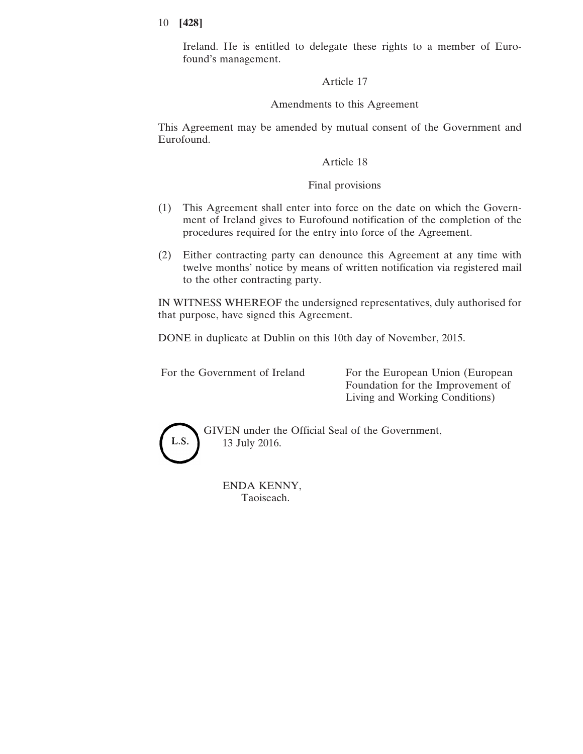Ireland. He is entitled to delegate these rights to a member of Eurofound's management.

Article 17

Amendments to this Agreement

This Agreement may be amended by mutual consent of the Government and Eurofound.

Article 18

Final provisions

(1) This Agreement shall enter into force on the date on which the Government of Ireland gives to Eurofound notification of the completion of the procedures required for the entry into force of the Agreement.

(2) Either contracting party can denounce this Agreement at any time with twelve months' notice by means of written notification via registered mail to the other contracting party.

IN WITNESS WHEREOF the undersigned representatives, duly authorised for that purpose, have signed this Agreement.

DONE in duplicate at Dublin on this 10th day of November, 2015.

| For the Government of Ireland | For the European Union (European Foundation for the Improvement of Living and Working Conditions) |
|---|---|

L.S.

GIVEN under the Official Seal of the Government,
13 July 2016.

ENDA KENNY,
Taoiseach.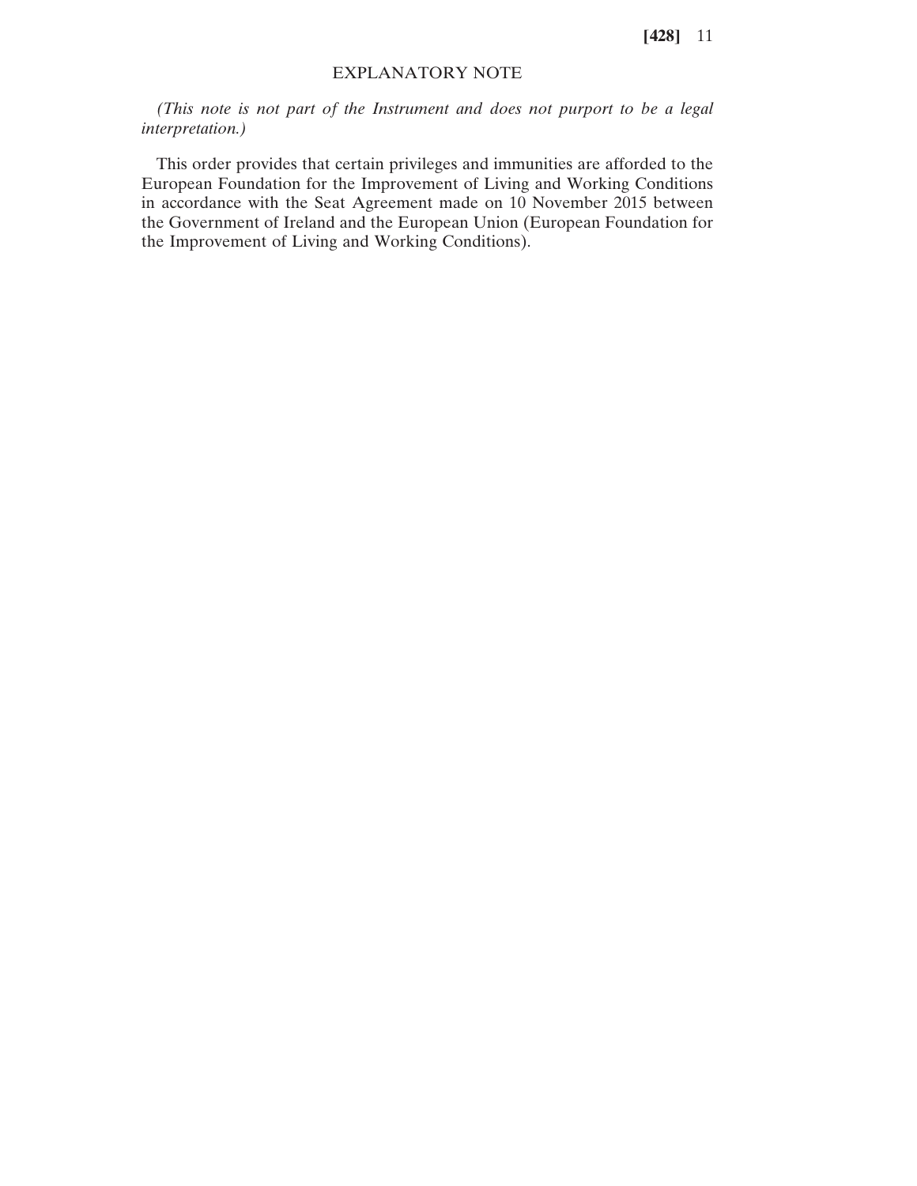## EXPLANATORY NOTE

*(This note is not part of the Instrument and does not purport to be a legal interpretation.)*

This order provides that certain privileges and immunities are afforded to the European Foundation for the Improvement of Living and Working Conditions in accordance with the Seat Agreement made on 10 November 2015 between the Government of Ireland and the European Union (European Foundation for the Improvement of Living and Working Conditions).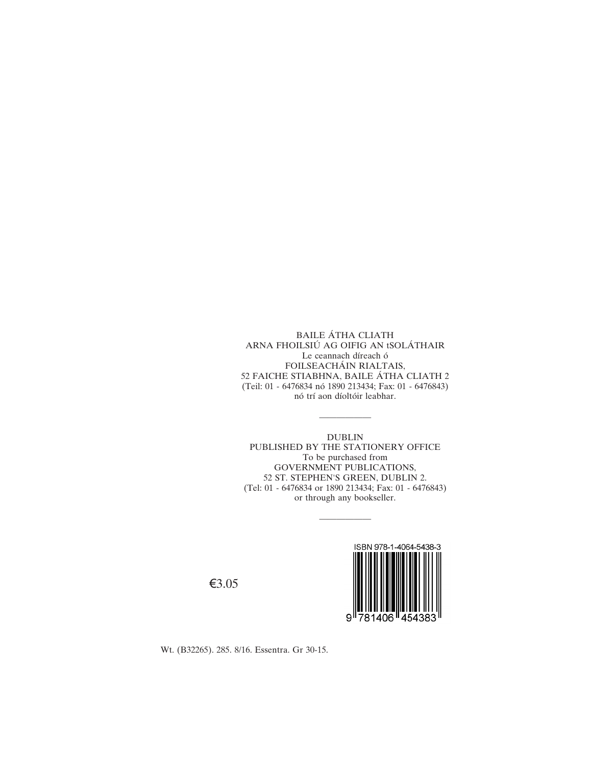BAILE ÁTHA CLIATH
ARNA FHOILSIÚ AG OIFIG AN tSOLÁTHAIR
Le ceannach díreach ó
FOILSEACHÁIN RIALTAIS,
52 FAICHE STIABHNA, BAILE ÁTHA CLIATH 2
(Teil: 01 - 6476834 nó 1890 213434; Fax: 01 - 6476843)
nó trí aon díoltóir leabhar.

---

DUBLIN
PUBLISHED BY THE STATIONERY OFFICE
To be purchased from
GOVERNMENT PUBLICATIONS,
52 ST. STEPHEN'S GREEN, DUBLIN 2.
(Tel: 01 - 6476834 or 1890 213434; Fax: 01 - 6476843)
or through any bookseller.

---

ISBN 978-1-4064-5438-3

9 781406 454383

€3.05

Wt. (B32265). 285. 8/16. Essentra. Gr 30-15.